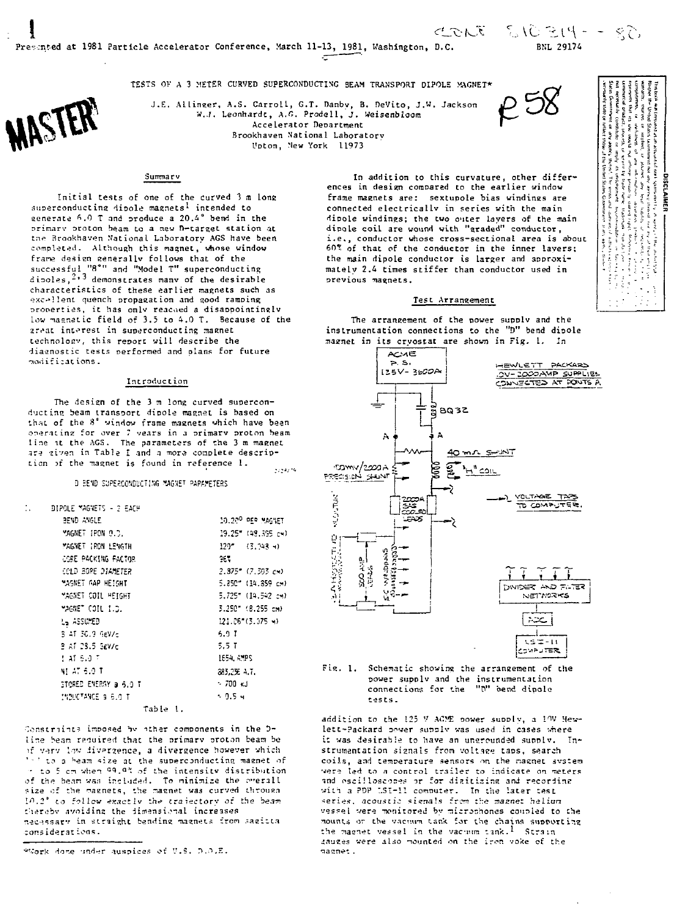Presented at 1981 Particle Accelerator Conference, March 11-13, 1981, Washington, D.C.

BNL 29174

# TESTS OF A 3 METER CURVED SUPERCONDUCTING BEAM TRANSPORT DIPOLE MAGNET*

J.E. Allinger, A.S. Carroll, G.T. Danby, B. DeVito, J.W. Jackson
W.J. Leonhardt, A.G. Prodell, J. Weisenbloom
Accelerator Department
Brookhaven National Laboratory
Upton, New York 11973

## Summary

Initial tests of one of the curved 3 m long superconducting dipole magnets[1] intended to generate 6.0 T and produce a 20.4° bend in the primary proton beam to a new D-target station at the Brookhaven National Laboratory AGS have been completed. Although this magnet, whose window frame design generally follows that of the successful "8°" and "Model T" superconducting dipoles,[2,3] demonstrates many of the desirable characteristics of these earlier magnets such as excellent quench propagation and good ramping properties, it has only reached a disappointingly low magnetic field of 3.5 to 4.0 T. Because of the great interest in superconducting magnet technology, this report will describe the diagnostic tests performed and plans for future modifications.

## Introduction

The design of the 3 m long curved superconducting beam transport dipole magnet is based on that of the 8° window frame magnets which have been operating for over 7 years in a primary proton beam line at the AGS. The parameters of the 3 m magnet are given in Table I and a more complete description of the magnet is found in reference 1.

D BEND SUPERCONDUCTING MAGNET PARAMETERS

| I. DIPOLE MAGNETS - 2 EACH | |
|---|---|
| BEND ANGLE | 10.20° PER MAGNET |
| MAGNET IRON O.D. | 19.25" (48.895 cm) |
| MAGNET IRON LENGTH | 120" (3.048 m) |
| CORE PACKING FACTOR | 96% |
| COLD BORE DIAMETER | 2.875" (7.303 cm) |
| MAGNET GAP HEIGHT | 5.850" (14.859 cm) |
| MAGNET COIL HEIGHT | 5.725" (14.542 cm) |
| MAGNET COIL I.D. | 3.250" (8.255 cm) |
| $L_e$ ASSUMED | 121.06" (3.075 m) |
| B AT 30.9 GeV/c | 6.9 T |
| B AT 28.5 GeV/c | 5.5 T |
| I AT 6.0 T | 1654 AMPS |
| NI AT 6.0 T | 883,256 A.T. |
| STORED ENERGY @ 6.0 T | ~ 700 kJ |
| INDUCTANCE @ 6.0 T | ~ 0.5 H |

Table I.

Constraints imposed by other components in the D-line beam required that the primary proton beam be of very low divergence, a divergence however which ... to a beam size at the superconducting magnet of ... to 5 cm when 99.9% of the intensity distribution of the beam was included. To minimize the overall size of the magnets, the magnet was curved through 10.2° to follow exactly the trajectory of the beam thereby avoiding the dimensional increases necessary in straight bending magnets from sagitta considerations.

In addition to this curvature, other differences in design compared to the earlier window frame magnets are: sextupole bias windings are connected electrically in series with the main dipole windings; the two outer layers of the main dipole coil are wound with "graded" conductor, i.e., conductor whose cross-sectional area is about 60% of that of the conductor in the inner layers; the main dipole conductor is larger and approximately 2.4 times stiffer than conductor used in previous magnets.

## Test Arrangement

The arrangement of the power supply and the instrumentation connections to the "D" bend dipole magnet in its cryostat are shown in Fig. 1. In

Fig. 1. Schematic showing the arrangement of the power supply and the instrumentation connections for the "D" bend dipole tests.

addition to the 125 V ACME power supply, a 10V Hewlett-Packard power supply was used in cases where it was desirable to have an ungrounded supply. Instrumentation signals from voltage taps, search coils, and temperature sensors on the magnet system were led to a control trailer to indicate on meters and oscilloscopes or for digitizing and recording with a PDP LSI-11 computer. In the later test series, acoustic signals from the magnet helium vessel were monitored by microphones coupled to the mounts or the vacuum tank for the chains supporting the magnet vessel in the vacuum tank.[1] Strain gauges were also mounted on the iron yoke of the magnet.

*Work done under auspices of U.S. D.O.E.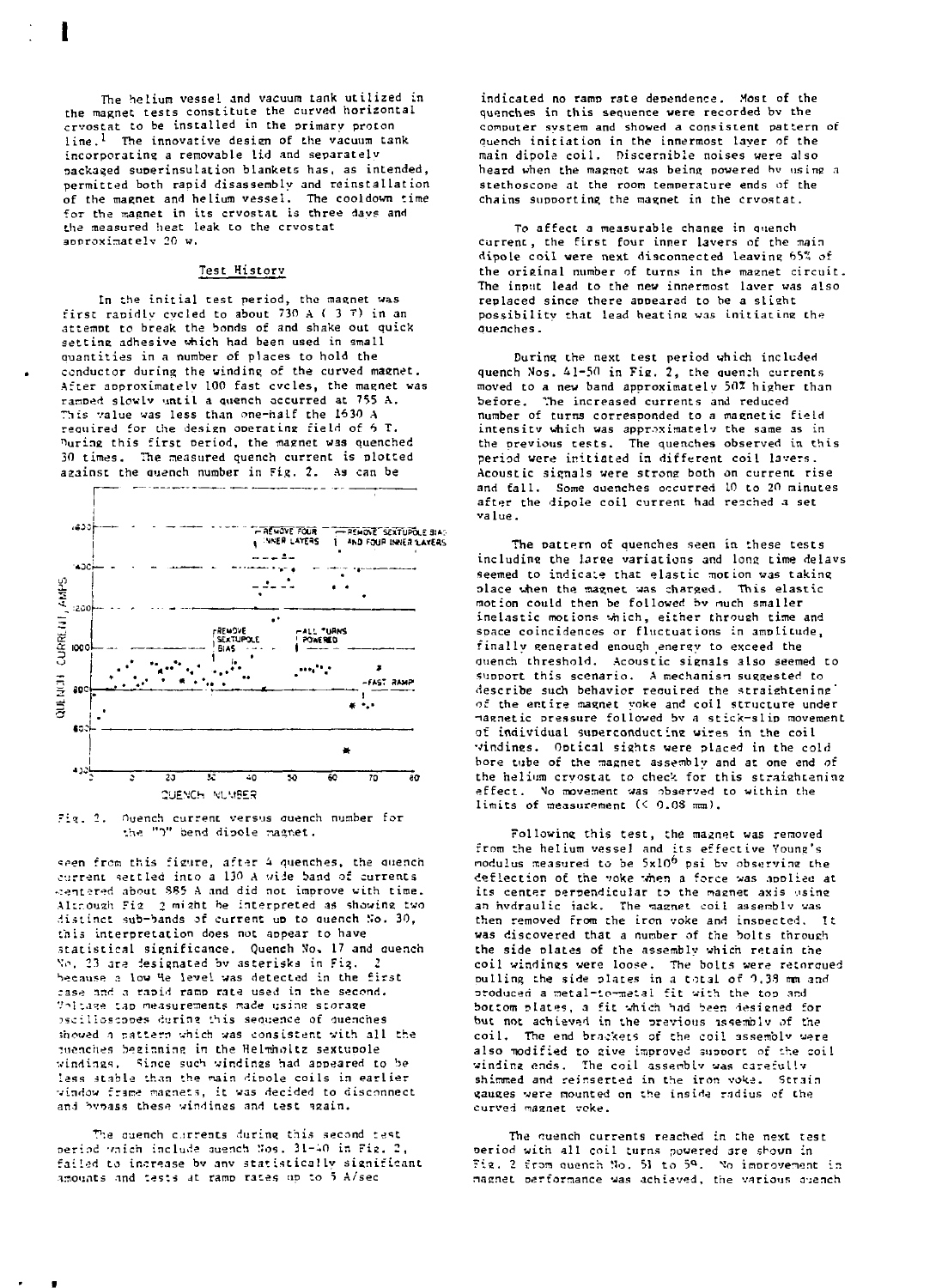The helium vessel and vacuum tank utilized in the magnet tests constitute the curved horizontal cryostat to be installed in the primary proton line.[1] The innovative design of the vacuum tank incorporating a removable lid and separately packaged superinsulation blankets has, as intended, permitted both rapid disassembly and reinstallation of the magnet and helium vessel. The cooldown time for the magnet in its cryostat is three days and the measured heat leak to the cryostat approximately 20 w.

## Test History

In the initial test period, the magnet was first rapidly cycled to about 730 A ( 3 T) in an attempt to break the bonds of and shake out quick setting adhesive which had been used in small quantities in a number of places to hold the conductor during the winding of the curved magnet. After approximately 100 fast cycles, the magnet was ramped slowly until a quench occurred at 755 A. This value was less than one-half the 1630 A required for the design operating field of 6 T. During this first period, the magnet was quenched 30 times. The measured quench current is plotted against the quench number in Fig. 2. As can be

1600
1400
1200
1000
800
600
400
QUENCH CURRENT, AMPS
0 10 20 30 40 50 60 70 80
QUENCH NUMBER
REMOVE FOUR INNER LAYERS
REMOVE SEXTUPOLE BIAS AND FOUR INNER LAYERS
REMOVE SEXTUPOLE BIAS
ALL TURNS POWERED
FAST RAMP

Fig. 2. Quench current versus quench number for the "D" bend dipole magnet.

seen from this figure, after 4 quenches, the quench current settled into a 130 A wide band of currents centered about 885 A and did not improve with time. Although Fig. 2 might be interpreted as showing two distinct sub-bands of current up to quench No. 30, this interpretation does not appear to have statistical significance. Quench No. 17 and quench No. 23 are designated by asterisks in Fig. 2 because a low He level was detected in the first case and a rapid ramp rate used in the second. Voltage tap measurements made using storage oscilloscopes during this sequence of quenches showed a pattern which was consistent with all the quenches beginning in the Helmholtz sextupole windings. Since such windings had appeared to be less stable than the main dipole coils in earlier window frame magnets, it was decided to disconnect and bypass these windings and test again.

The quench currents during this second test period which include quench Nos. 31-40 in Fig. 2, failed to increase by any statistically significant amounts and tests at ramp rates up to 5 A/sec indicated no ramp rate dependence. Most of the quenches in this sequence were recorded by the computer system and showed a consistent pattern of quench initiation in the innermost layer of the main dipole coil. Discernible noises were also heard when the magnet was being powered by using a stethoscope at the room temperature ends of the chains supporting the magnet in the cryostat.

To affect a measurable change in quench current, the first four inner layers of the main dipole coil were next disconnected leaving 65% of the original number of turns in the magnet circuit. The input lead to the new innermost layer was also replaced since there appeared to be a slight possibility that lead heating was initiating the quenches.

During the next test period which included quench Nos. 41-50 in Fig. 2, the quench currents moved to a new band approximately 50% higher than before. The increased currents and reduced number of turns correspond to a magnetic field intensity which was approximately the same as in the previous tests. The quenches observed in this period were initiated in different coil layers. Acoustic signals were strong both on current rise and fall. Some quenches occurred 10 to 20 minutes after the dipole coil current had reached a set value.

The pattern of quenches seen in these tests including the large variations and long time delays seemed to indicate that elastic motion was taking place when the magnet was charged. This elastic motion could then be followed by much smaller inelastic motions which, either through time and space coincidences or fluctuations in amplitude, finally generated enough energy to exceed the quench threshold. Acoustic signals also seemed to support this scenario. A mechanism suggested to describe such behavior required the straightening of the entire magnet yoke and coil structure under magnetic pressure followed by a stick-slip movement of individual superconducting wires in the coil windings. Optical sights were placed in the cold bore tube of the magnet assembly and at one end of the helium cryostat to check for this straightening effect. No movement was observed to within the limits of measurement (< 0.08 mm).

Following this test, the magnet was removed from the helium vessel and its effective Young's modulus measured to be $5 \times 10^6$ psi by observing the deflection of the yoke when a force was applied at its center perpendicular to the magnet axis using an hydraulic jack. The magnet coil assembly was then removed from the iron yoke and inspected. It was discovered that a number of the bolts through the side plates of the assembly which retain the coil windings were loose. The bolts were retorqued pulling the side plates in a total of 0.38 mm and produced a metal-to-metal fit with the top and bottom plates, a fit which had been designed for but not achieved in the previous assembly of the coil. The end brackets of the coil assembly were also modified to give improved support of the coil winding ends. The coil assembly was carefully shimmed and reinserted in the iron yoke. Strain gauges were mounted on the inside radius of the curved magnet yoke.

The quench currents reached in the next test period with all coil turns powered are shown in Fig. 2 from quench No. 51 to 59. No improvement in magnet performance was achieved, the various quench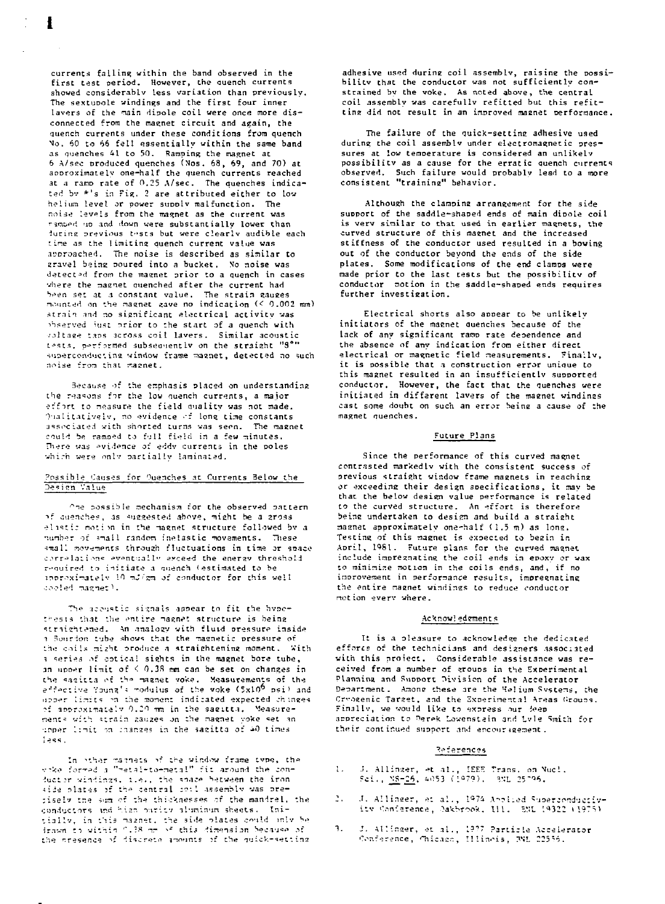currents falling within the band observed in the first test period. However, the quench currents showed considerably less variation than previously. The sextupole windings and the first four inner layers of the main dipole coil were once more disconnected from the magnet circuit and again, the quench currents under these conditions from quench No. 60 to 66 fell essentially within the same band as quenches 41 to 50. Ramping the magnet at 6 A/sec produced quenches (Nos. 68, 69, and 70) at approximately one-half the quench currents reached at a ramp rate of 0.25 A/sec. The quenches indicated by *'s in Fig. 2 are attributed either to low helium level or power supply malfunction. The noise levels from the magnet as the current was ramped up and down were substantially lower than during previous tests but were clearly audible each time as the limiting quench current value was approached. The noise is described as similar to gravel being poured into a bucket. No noise was detected from the magnet prior to a quench in cases where the magnet quenched after the current had been set at a constant value. The strain gauges mounted on the magnet gave no indication (< 0.002 mm) strain and no significant electrical activity was observed just prior to the start of a quench with voltage taps across coil layers. Similar acoustic tests, performed subsequently on the straight "8°" superconducting window frame magnet, detected no such noise from that magnet.

Because of the emphasis placed on understanding the reasons for the low quench currents, a major effort to measure the field quality was not made. Qualitatively, no evidence of long time constants associated with shorted turns was seen. The magnet could be ramped to full field in a few minutes. There was evidence of eddy currents in the poles which were only partially laminated.

## Possible Causes for Quenches at Currents Below the Design Value

One possible mechanism for the observed pattern of quenches, as suggested above, might be a gross elastic motion in the magnet structure followed by a number of small random inelastic movements. These small movements through fluctuations in time or space correlations eventually exceed the energy threshold required to initiate a quench (estimated to be approximately 10 mJ/gm of conductor for this well cooled magnet).

The acoustic signals appear to fit the hypothesis that the entire magnet structure is being straightened. An analogy with fluid pressure inside a Bourdon tube shows that the magnetic pressure of the coils might produce a straightening moment. With a series of optical sights in the magnet bore tube, an upper limit of < 0.38 mm can be set on changes in the sagitta of the magnet yoke. Measurements of the effective Young's modulus of the yoke ($5 \times 10^6$ psi) and upper limits on the moment indicated expected changes of approximately 0.20 mm in the sagitta. Measurements with strain gauges on the magnet yoke set an upper limit on changes in the sagitta of 40 times less.

In other magnets of the window frame type, the yoke formed a "metal-to-metal" fit around the conductor windings, i.e., the space between the iron side plates of the central coil assembly was precisely the sum of the thicknesses of the mandrel, the conductors and high purity aluminum sheets. Initially, in this magnet, the side plates could only be drawn to within 0.38 mm of this dimension because of the presence of discrete amounts of the quick-setting adhesive used during coil assembly, raising the possibility that the conductor was not sufficiently constrained by the yoke. As noted above, the central coil assembly was carefully refitted but this refitting did not result in an improved magnet performance.

The failure of the quick-setting adhesive used during the coil assembly under electromagnetic pressures at low temperature is considered an unlikely possibility as a cause for the erratic quench currents observed. Such failure would probably lead to a more consistent "training" behavior.

Although the clamping arrangement for the side support of the saddle-shaped ends of main dipole coil is very similar to that used in earlier magnets, the curved structure of this magnet and the increased stiffness of the conductor used resulted in a bowing out of the conductor beyond the ends of the side plates. Some modifications of the end clamps were made prior to the last tests but the possibility of conductor motion in the saddle-shaped ends requires further investigation.

Electrical shorts also appear to be unlikely initiators of the magnet quenches because of the lack of any significant ramp rate dependence and the absence of any indication from either direct electrical or magnetic field measurements. Finally, it is possible that a construction error unique to this magnet resulted in an insufficiently supported conductor. However, the fact that the quenches were initiated in different layers of the magnet windings cast some doubt on such an error being a cause of the magnet quenches.

## Future Plans

Since the performance of this curved magnet contrasted markedly with the consistent success of previous straight window frame magnets in reaching or exceeding their design specifications, it may be that the below design value performance is related to the curved structure. An effort is therefore being undertaken to design and build a straight magnet approximately one-half (1.5 m) as long. Testing of this magnet is expected to begin in April, 1981. Future plans for the curved magnet include impregnating the coil ends in epoxy or wax to minimize motion in the coils ends, and, if no improvement in performance results, impregnating the entire magnet windings to reduce conductor motion every where.

## Acknowledgments

It is a pleasure to acknowledge the dedicated efforts of the technicians and designers associated with this project. Considerable assistance was received from a number of groups in the Experimental Planning and Support Division of the Accelerator Department. Among these are the Helium Systems, the Cryogenic Target, and the Experimental Areas Groups. Finally, we would like to express our deep appreciation to Derek Lowenstein and Lyle Smith for their continued support and encouragement.

## References

1. J. Allinger, et al., IEEE Trans. on Nucl. Sci., NS-26, 4053 (1979). BNL 25796.
2. J. Allinger, et al., 1974 Applied Superconductivity Conference, Oakbrook, Ill. BNL 19322 (1975)
3. J. Allinger, et al., 1977 Particle Accelerator Conference, Chicago, Illinois, BNL 22556.